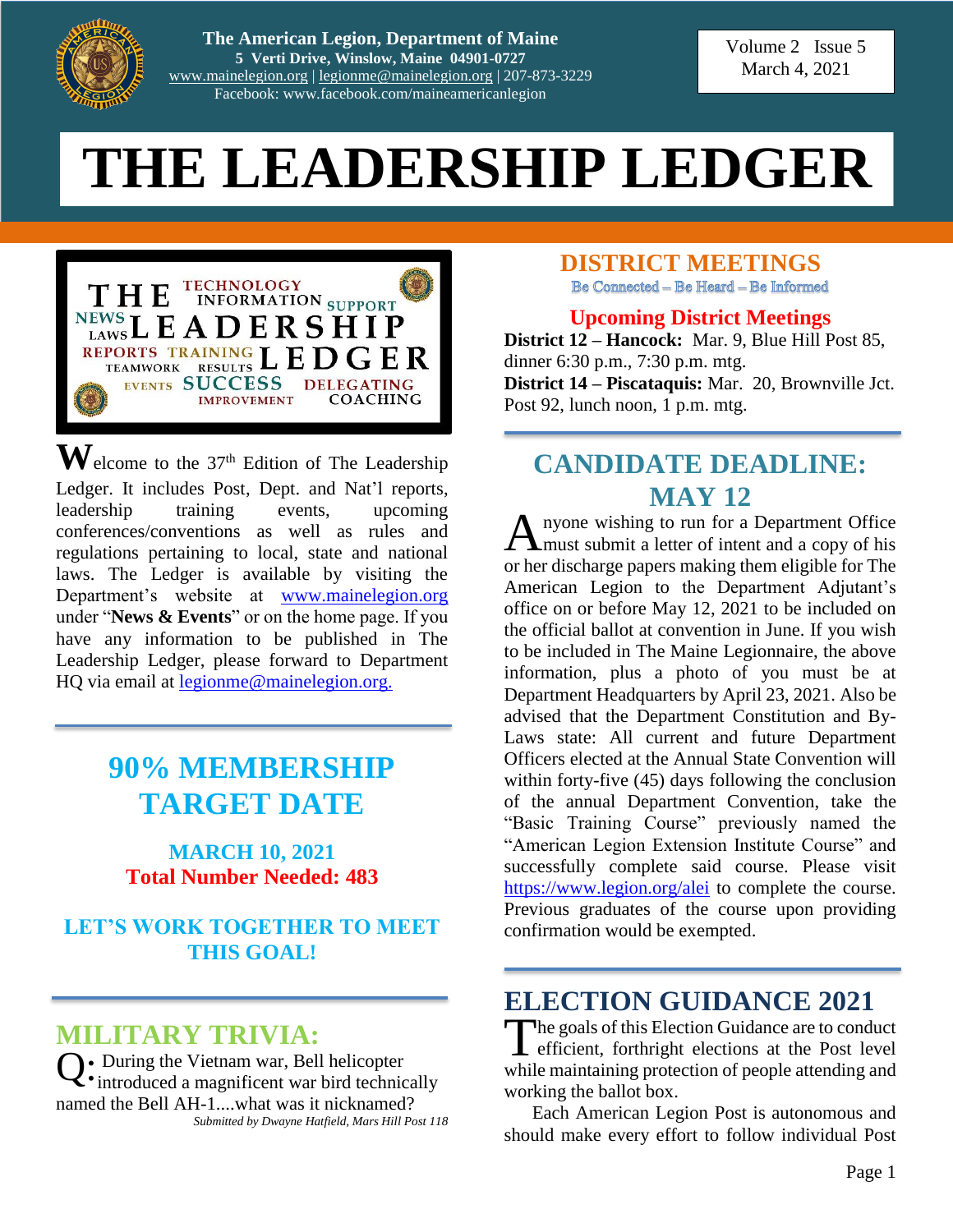The American Legion, Department of Maine
5 Verti Drive, Winslow, Maine 04901-0727
www.mainelegion.org | legionme@mainelegion.org | 207-873-3229
Facebook: www.facebook.com/maineamericanlegion

Volume 2 Issue 5
March 4, 2021

# THE LEADERSHIP LEDGER

Welcome to the 37th Edition of The Leadership Ledger. It includes Post, Dept. and Nat'l reports, leadership training events, upcoming conferences/conventions as well as rules and regulations pertaining to local, state and national laws. The Ledger is available by visiting the Department's website at www.mainelegion.org under "**News & Events**" or on the home page. If you have any information to be published in The Leadership Ledger, please forward to Department HQ via email at legionme@mainelegion.org.

## 90% MEMBERSHIP TARGET DATE

**MARCH 10, 2021**

**Total Number Needed: 483**

**LET'S WORK TOGETHER TO MEET THIS GOAL!**

## MILITARY TRIVIA:

Q: During the Vietnam war, Bell helicopter introduced a magnificent war bird technically named the Bell AH-1....what was it nicknamed?

*Submitted by Dwayne Hatfield, Mars Hill Post 118*

## DISTRICT MEETINGS

Be Connected – Be Heard – Be Informed

### Upcoming District Meetings

**District 12 – Hancock:** Mar. 9, Blue Hill Post 85, dinner 6:30 p.m., 7:30 p.m. mtg.

**District 14 – Piscataquis:** Mar. 20, Brownville Jct. Post 92, lunch noon, 1 p.m. mtg.

## CANDIDATE DEADLINE: MAY 12

Anyone wishing to run for a Department Office must submit a letter of intent and a copy of his or her discharge papers making them eligible for The American Legion to the Department Adjutant's office on or before May 12, 2021 to be included on the official ballot at convention in June. If you wish to be included in The Maine Legionnaire, the above information, plus a photo of you must be at Department Headquarters by April 23, 2021. Also be advised that the Department Constitution and By-Laws state: All current and future Department Officers elected at the Annual State Convention will within forty-five (45) days following the conclusion of the annual Department Convention, take the "Basic Training Course" previously named the "American Legion Extension Institute Course" and successfully complete said course. Please visit https://www.legion.org/alei to complete the course. Previous graduates of the course upon providing confirmation would be exempted.

## ELECTION GUIDANCE 2021

The goals of this Election Guidance are to conduct efficient, forthright elections at the Post level while maintaining protection of people attending and working the ballot box.

Each American Legion Post is autonomous and should make every effort to follow individual Post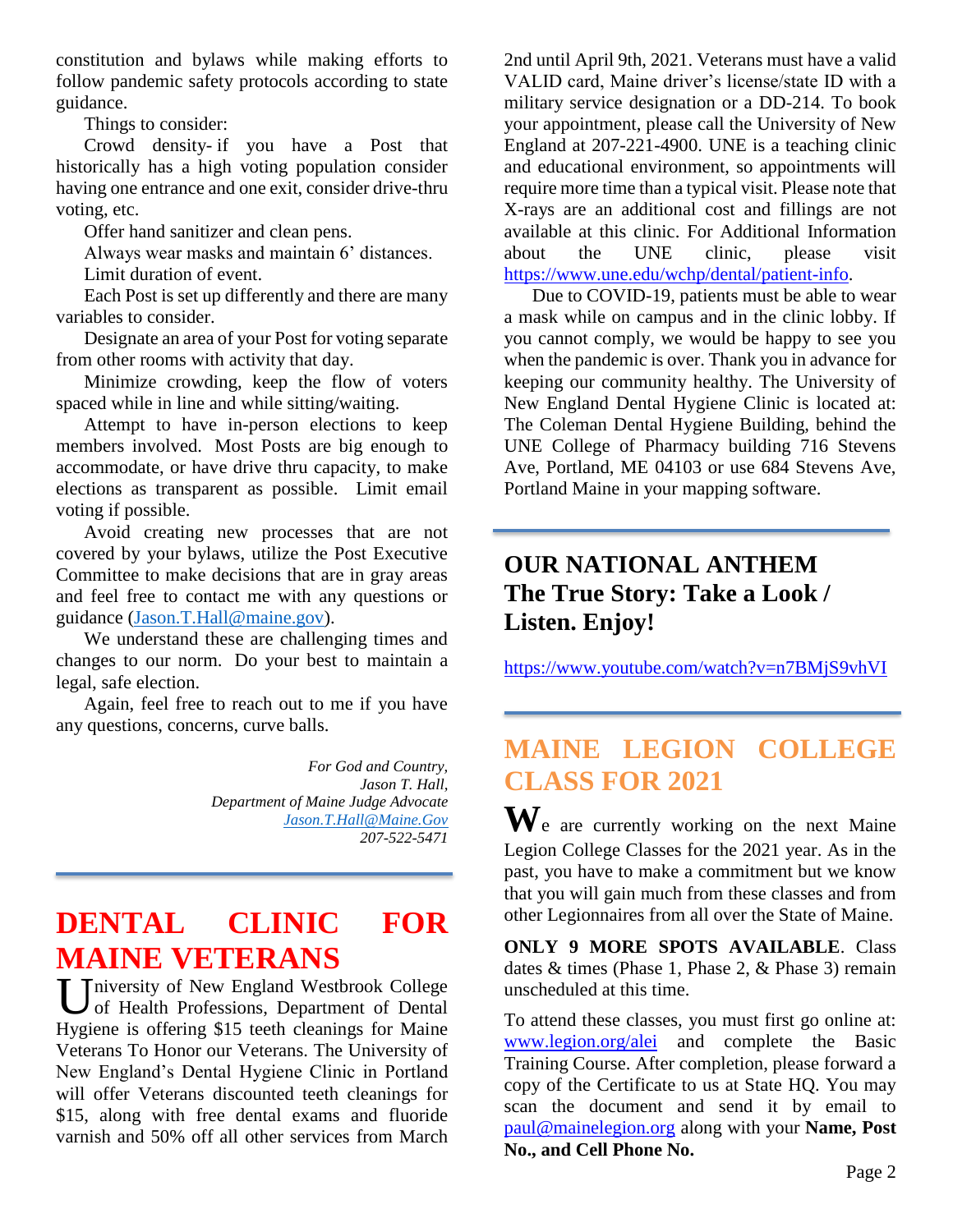constitution and bylaws while making efforts to follow pandemic safety protocols according to state guidance.

Things to consider:

Crowd density- if you have a Post that historically has a high voting population consider having one entrance and one exit, consider drive-thru voting, etc.

Offer hand sanitizer and clean pens.

Always wear masks and maintain 6' distances.

Limit duration of event.

Each Post is set up differently and there are many variables to consider.

Designate an area of your Post for voting separate from other rooms with activity that day.

Minimize crowding, keep the flow of voters spaced while in line and while sitting/waiting.

Attempt to have in-person elections to keep members involved. Most Posts are big enough to accommodate, or have drive thru capacity, to make elections as transparent as possible. Limit email voting if possible.

Avoid creating new processes that are not covered by your bylaws, utilize the Post Executive Committee to make decisions that are in gray areas and feel free to contact me with any questions or guidance (Jason.T.Hall@maine.gov).

We understand these are challenging times and changes to our norm. Do your best to maintain a legal, safe election.

Again, feel free to reach out to me if you have any questions, concerns, curve balls.

*For God and Country,*
*Jason T. Hall,*
*Department of Maine Judge Advocate*
*Jason.T.Hall@Maine.Gov*
*207-522-5471*

# DENTAL CLINIC FOR MAINE VETERANS

University of New England Westbrook College of Health Professions, Department of Dental Hygiene is offering $15 teeth cleanings for Maine Veterans To Honor our Veterans. The University of New England's Dental Hygiene Clinic in Portland will offer Veterans discounted teeth cleanings for $15, along with free dental exams and fluoride varnish and 50% off all other services from March 2nd until April 9th, 2021. Veterans must have a valid VALID card, Maine driver's license/state ID with a military service designation or a DD-214. To book your appointment, please call the University of New England at 207-221-4900. UNE is a teaching clinic and educational environment, so appointments will require more time than a typical visit. Please note that X-rays are an additional cost and fillings are not available at this clinic. For Additional Information about the UNE clinic, please visit https://www.une.edu/wchp/dental/patient-info.

Due to COVID-19, patients must be able to wear a mask while on campus and in the clinic lobby. If you cannot comply, we would be happy to see you when the pandemic is over. Thank you in advance for keeping our community healthy. The University of New England Dental Hygiene Clinic is located at: The Coleman Dental Hygiene Building, behind the UNE College of Pharmacy building 716 Stevens Ave, Portland, ME 04103 or use 684 Stevens Ave, Portland Maine in your mapping software.

# OUR NATIONAL ANTHEM The True Story: Take a Look / Listen. Enjoy!

https://www.youtube.com/watch?v=n7BMjS9vhVI

# MAINE LEGION COLLEGE CLASS FOR 2021

We are currently working on the next Maine Legion College Classes for the 2021 year. As in the past, you have to make a commitment but we know that you will gain much from these classes and from other Legionnaires from all over the State of Maine.

**ONLY 9 MORE SPOTS AVAILABLE**. Class dates & times (Phase 1, Phase 2, & Phase 3) remain unscheduled at this time.

To attend these classes, you must first go online at: www.legion.org/alei and complete the Basic Training Course. After completion, please forward a copy of the Certificate to us at State HQ. You may scan the document and send it by email to paul@mainelegion.org along with your **Name, Post No., and Cell Phone No.**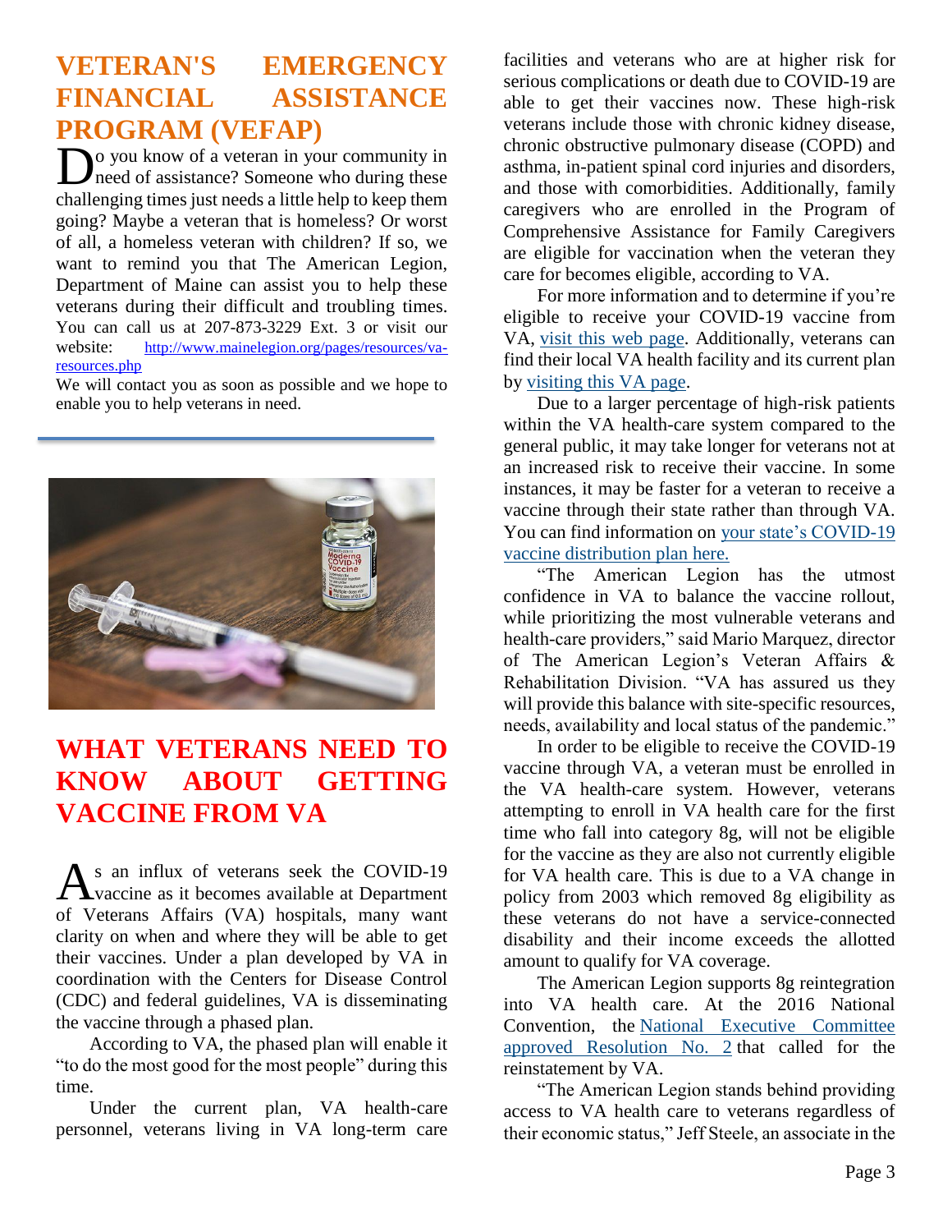## VETERAN'S EMERGENCY FINANCIAL ASSISTANCE PROGRAM (VEFAP)

Do you know of a veteran in your community in need of assistance? Someone who during these challenging times just needs a little help to keep them going? Maybe a veteran that is homeless? Or worst of all, a homeless veteran with children? If so, we want to remind you that The American Legion, Department of Maine can assist you to help these veterans during their difficult and troubling times. You can call us at 207-873-3229 Ext. 3 or visit our website: http://www.mainelegion.org/pages/resources/va-resources.php

We will contact you as soon as possible and we hope to enable you to help veterans in need.

## WHAT VETERANS NEED TO KNOW ABOUT GETTING VACCINE FROM VA

As an influx of veterans seek the COVID-19 vaccine as it becomes available at Department of Veterans Affairs (VA) hospitals, many want clarity on when and where they will be able to get their vaccines. Under a plan developed by VA in coordination with the Centers for Disease Control (CDC) and federal guidelines, VA is disseminating the vaccine through a phased plan.

According to VA, the phased plan will enable it "to do the most good for the most people" during this time.

Under the current plan, VA health-care personnel, veterans living in VA long-term care facilities and veterans who are at higher risk for serious complications or death due to COVID-19 are able to get their vaccines now. These high-risk veterans include those with chronic kidney disease, chronic obstructive pulmonary disease (COPD) and asthma, in-patient spinal cord injuries and disorders, and those with comorbidities. Additionally, family caregivers who are enrolled in the Program of Comprehensive Assistance for Family Caregivers are eligible for vaccination when the veteran they care for becomes eligible, according to VA.

For more information and to determine if you're eligible to receive your COVID-19 vaccine from VA, visit this web page. Additionally, veterans can find their local VA health facility and its current plan by visiting this VA page.

Due to a larger percentage of high-risk patients within the VA health-care system compared to the general public, it may take longer for veterans not at an increased risk to receive their vaccine. In some instances, it may be faster for a veteran to receive a vaccine through their state rather than through VA. You can find information on your state's COVID-19 vaccine distribution plan here.

"The American Legion has the utmost confidence in VA to balance the vaccine rollout, while prioritizing the most vulnerable veterans and health-care providers," said Mario Marquez, director of The American Legion's Veteran Affairs & Rehabilitation Division. "VA has assured us they will provide this balance with site-specific resources, needs, availability and local status of the pandemic."

In order to be eligible to receive the COVID-19 vaccine through VA, a veteran must be enrolled in the VA health-care system. However, veterans attempting to enroll in VA health care for the first time who fall into category 8g, will not be eligible for the vaccine as they are also not currently eligible for VA health care. This is due to a VA change in policy from 2003 which removed 8g eligibility as these veterans do not have a service-connected disability and their income exceeds the allotted amount to qualify for VA coverage.

The American Legion supports 8g reintegration into VA health care. At the 2016 National Convention, the National Executive Committee approved Resolution No. 2 that called for the reinstatement by VA.

"The American Legion stands behind providing access to VA health care to veterans regardless of their economic status," Jeff Steele, an associate in the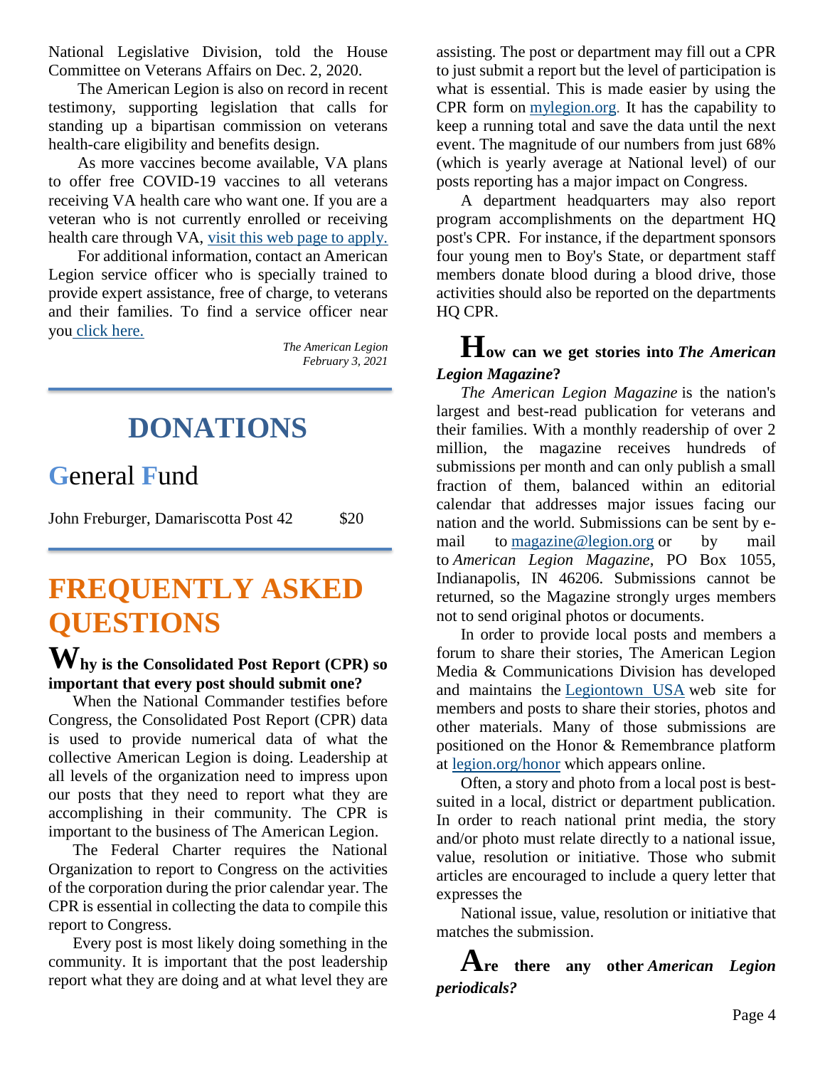National Legislative Division, told the House Committee on Veterans Affairs on Dec. 2, 2020.

The American Legion is also on record in recent testimony, supporting legislation that calls for standing up a bipartisan commission on veterans health-care eligibility and benefits design.

As more vaccines become available, VA plans to offer free COVID-19 vaccines to all veterans receiving VA health care who want one. If you are a veteran who is not currently enrolled or receiving health care through VA, visit this web page to apply.

For additional information, contact an American Legion service officer who is specially trained to provide expert assistance, free of charge, to veterans and their families. To find a service officer near you click here.

*The American Legion*
*February 3, 2021*

# DONATIONS

## General Fund

John Freburger, Damariscotta Post 42 — $20

# FREQUENTLY ASKED QUESTIONS

### Why is the Consolidated Post Report (CPR) so important that every post should submit one?

When the National Commander testifies before Congress, the Consolidated Post Report (CPR) data is used to provide numerical data of what the collective American Legion is doing. Leadership at all levels of the organization need to impress upon our posts that they need to report what they are accomplishing in their community. The CPR is important to the business of The American Legion.

The Federal Charter requires the National Organization to report to Congress on the activities of the corporation during the prior calendar year. The CPR is essential in collecting the data to compile this report to Congress.

Every post is most likely doing something in the community. It is important that the post leadership report what they are doing and at what level they are assisting. The post or department may fill out a CPR to just submit a report but the level of participation is what is essential. This is made easier by using the CPR form on mylegion.org. It has the capability to keep a running total and save the data until the next event. The magnitude of our numbers from just 68% (which is yearly average at National level) of our posts reporting has a major impact on Congress.

A department headquarters may also report program accomplishments on the department HQ post's CPR. For instance, if the department sponsors four young men to Boy's State, or department staff members donate blood during a blood drive, those activities should also be reported on the departments HQ CPR.

### How can we get stories into *The American Legion Magazine*?

*The American Legion Magazine* is the nation's largest and best-read publication for veterans and their families. With a monthly readership of over 2 million, the magazine receives hundreds of submissions per month and can only publish a small fraction of them, balanced within an editorial calendar that addresses major issues facing our nation and the world. Submissions can be sent by e-mail to magazine@legion.org or by mail to *American Legion Magazine*, PO Box 1055, Indianapolis, IN 46206. Submissions cannot be returned, so the Magazine strongly urges members not to send original photos or documents.

In order to provide local posts and members a forum to share their stories, The American Legion Media & Communications Division has developed and maintains the Legiontown USA web site for members and posts to share their stories, photos and other materials. Many of those submissions are positioned on the Honor & Remembrance platform at legion.org/honor which appears online.

Often, a story and photo from a local post is best-suited in a local, district or department publication. In order to reach national print media, the story and/or photo must relate directly to a national issue, value, resolution or initiative. Those who submit articles are encouraged to include a query letter that expresses the

National issue, value, resolution or initiative that matches the submission.

### Are there any other *American Legion periodicals?*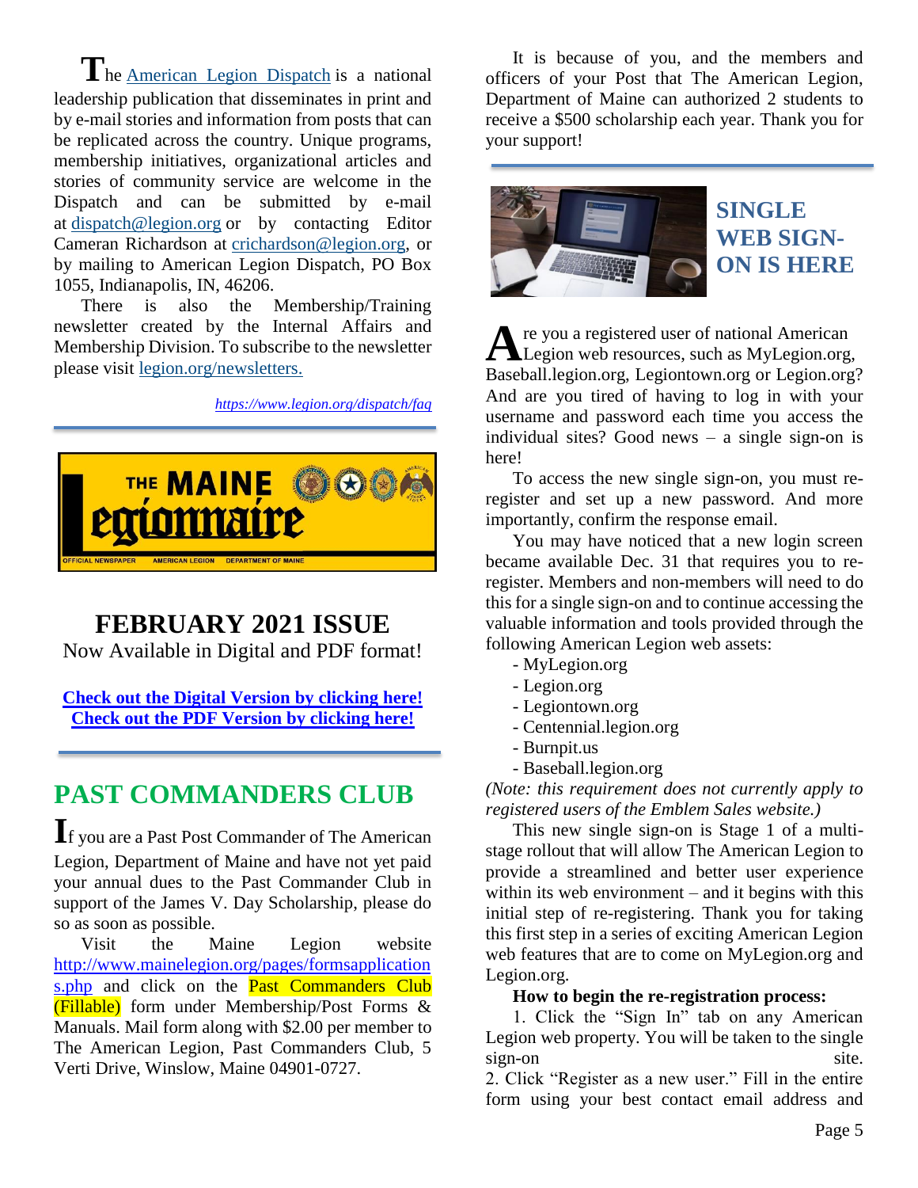The American Legion Dispatch is a national leadership publication that disseminates in print and by e-mail stories and information from posts that can be replicated across the country. Unique programs, membership initiatives, organizational articles and stories of community service are welcome in the Dispatch and can be submitted by e-mail at dispatch@legion.org or by contacting Editor Cameran Richardson at crichardson@legion.org, or by mailing to American Legion Dispatch, PO Box 1055, Indianapolis, IN, 46206.

There is also the Membership/Training newsletter created by the Internal Affairs and Membership Division. To subscribe to the newsletter please visit legion.org/newsletters.

*https://www.legion.org/dispatch/faq*

THE MAINE Legionnaire — OFFICIAL NEWSPAPER AMERICAN LEGION DEPARTMENT OF MAINE

## FEBRUARY 2021 ISSUE

Now Available in Digital and PDF format!

**Check out the Digital Version by clicking here!**
**Check out the PDF Version by clicking here!**

## PAST COMMANDERS CLUB

If you are a Past Post Commander of The American Legion, Department of Maine and have not yet paid your annual dues to the Past Commander Club in support of the James V. Day Scholarship, please do so as soon as possible.

Visit the Maine Legion website http://www.mainelegion.org/pages/formsapplications.php and click on the Past Commanders Club (Fillable) form under Membership/Post Forms & Manuals. Mail form along with $2.00 per member to The American Legion, Past Commanders Club, 5 Verti Drive, Winslow, Maine 04901-0727.

It is because of you, and the members and officers of your Post that The American Legion, Department of Maine can authorized 2 students to receive a $500 scholarship each year. Thank you for your support!

## SINGLE WEB SIGN-ON IS HERE

Are you a registered user of national American Legion web resources, such as MyLegion.org, Baseball.legion.org, Legiontown.org or Legion.org? And are you tired of having to log in with your username and password each time you access the individual sites? Good news – a single sign-on is here!

To access the new single sign-on, you must re-register and set up a new password. And more importantly, confirm the response email.

You may have noticed that a new login screen became available Dec. 31 that requires you to re-register. Members and non-members will need to do this for a single sign-on and to continue accessing the valuable information and tools provided through the following American Legion web assets:

- MyLegion.org
- Legion.org
- Legiontown.org
- Centennial.legion.org
- Burnpit.us
- Baseball.legion.org

*(Note: this requirement does not currently apply to registered users of the Emblem Sales website.)*

This new single sign-on is Stage 1 of a multi-stage rollout that will allow The American Legion to provide a streamlined and better user experience within its web environment – and it begins with this initial step of re-registering. Thank you for taking this first step in a series of exciting American Legion web features that are to come on MyLegion.org and Legion.org.

**How to begin the re-registration process:**

1. Click the "Sign In" tab on any American Legion web property. You will be taken to the single sign-on site.
2. Click "Register as a new user." Fill in the entire form using your best contact email address and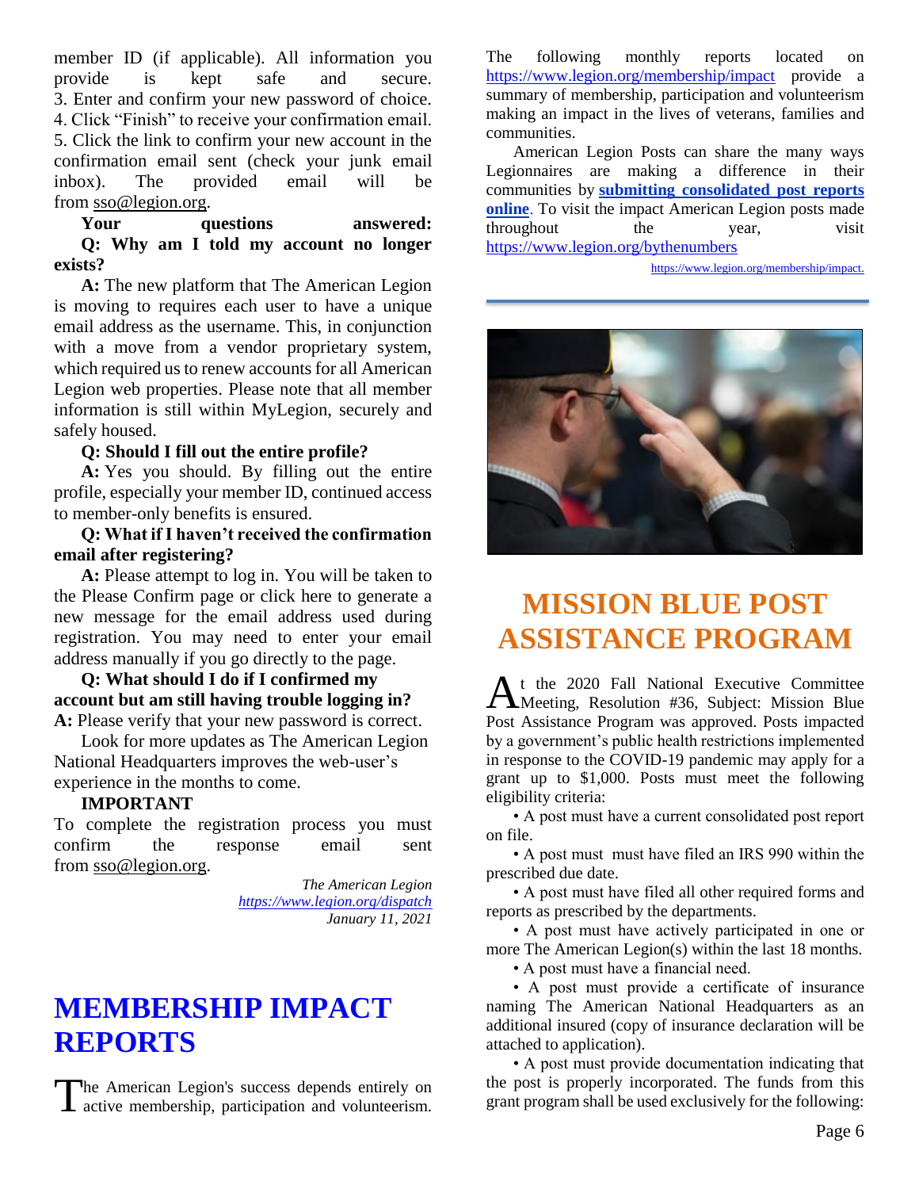member ID (if applicable). All information you provide is kept safe and secure.
3. Enter and confirm your new password of choice.
4. Click "Finish" to receive your confirmation email.
5. Click the link to confirm your new account in the confirmation email sent (check your junk email inbox). The provided email will be from sso@legion.org.

**Your questions answered:**

**Q: Why am I told my account no longer exists?**

**A:** The new platform that The American Legion is moving to requires each user to have a unique email address as the username. This, in conjunction with a move from a vendor proprietary system, which required us to renew accounts for all American Legion web properties. Please note that all member information is still within MyLegion, securely and safely housed.

**Q: Should I fill out the entire profile?**

**A:** Yes you should. By filling out the entire profile, especially your member ID, continued access to member-only benefits is ensured.

**Q: What if I haven't received the confirmation email after registering?**

**A:** Please attempt to log in. You will be taken to the Please Confirm page or click here to generate a new message for the email address used during registration. You may need to enter your email address manually if you go directly to the page.

**Q: What should I do if I confirmed my account but am still having trouble logging in?**

**A:** Please verify that your new password is correct.

Look for more updates as The American Legion National Headquarters improves the web-user's experience in the months to come.

**IMPORTANT**

To complete the registration process you must confirm the response email sent from sso@legion.org.

*The American Legion*
*https://www.legion.org/dispatch*
*January 11, 2021*

# MEMBERSHIP IMPACT REPORTS

The American Legion's success depends entirely on active membership, participation and volunteerism. The following monthly reports located on https://www.legion.org/membership/impact provide a summary of membership, participation and volunteerism making an impact in the lives of veterans, families and communities.

American Legion Posts can share the many ways Legionnaires are making a difference in their communities by **submitting consolidated post reports online**. To visit the impact American Legion posts made throughout the year, visit https://www.legion.org/bythenumbers

https://www.legion.org/membership/impact.

# MISSION BLUE POST ASSISTANCE PROGRAM

At the 2020 Fall National Executive Committee Meeting, Resolution #36, Subject: Mission Blue Post Assistance Program was approved. Posts impacted by a government's public health restrictions implemented in response to the COVID-19 pandemic may apply for a grant up to $1,000. Posts must meet the following eligibility criteria:

- A post must have a current consolidated post report on file.
- A post must must have filed an IRS 990 within the prescribed due date.
- A post must have filed all other required forms and reports as prescribed by the departments.
- A post must have actively participated in one or more The American Legion(s) within the last 18 months.
- A post must have a financial need.
- A post must provide a certificate of insurance naming The American National Headquarters as an additional insured (copy of insurance declaration will be attached to application).
- A post must provide documentation indicating that the post is properly incorporated. The funds from this grant program shall be used exclusively for the following: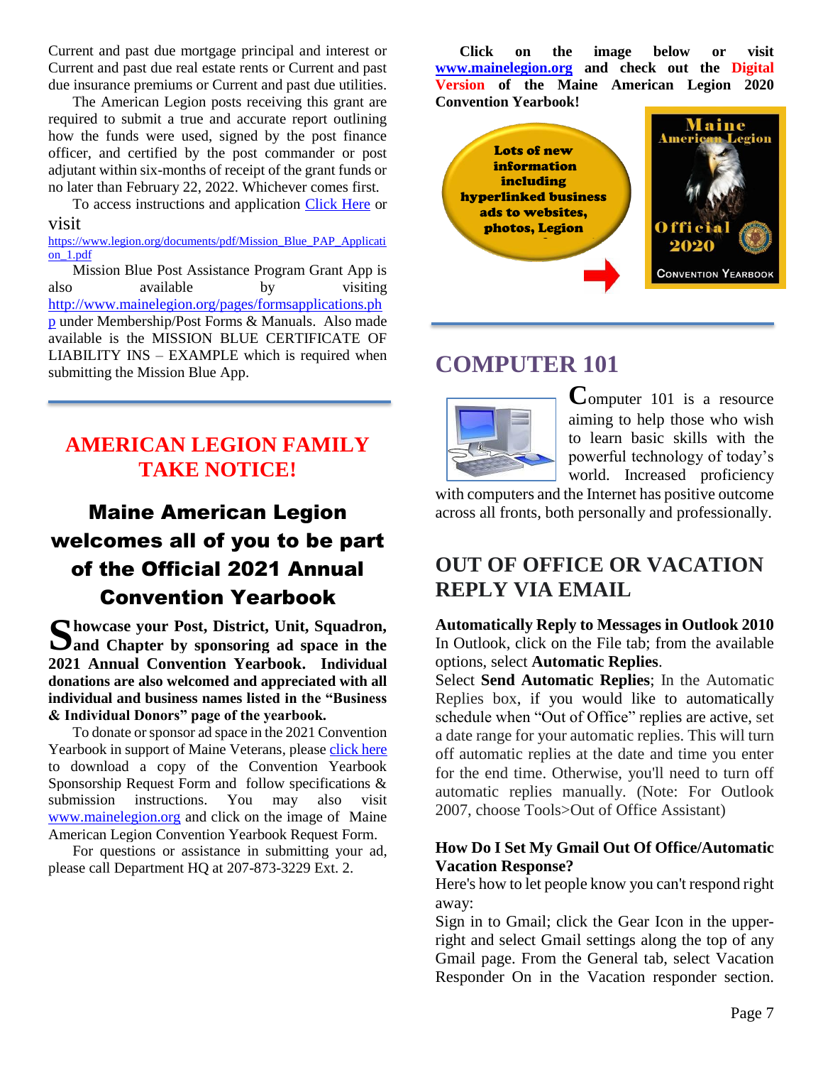Current and past due mortgage principal and interest or Current and past due real estate rents or Current and past due insurance premiums or Current and past due utilities.

The American Legion posts receiving this grant are required to submit a true and accurate report outlining how the funds were used, signed by the post finance officer, and certified by the post commander or post adjutant within six-months of receipt of the grant funds or no later than February 22, 2022. Whichever comes first.

To access instructions and application Click Here or visit https://www.legion.org/documents/pdf/Mission_Blue_PAP_Application_1.pdf

Mission Blue Post Assistance Program Grant App is also available by visiting http://www.mainelegion.org/pages/formsapplications.php under Membership/Post Forms & Manuals. Also made available is the MISSION BLUE CERTIFICATE OF LIABILITY INS – EXAMPLE which is required when submitting the Mission Blue App.

## AMERICAN LEGION FAMILY TAKE NOTICE!

### Maine American Legion welcomes all of you to be part of the Official 2021 Annual Convention Yearbook

**Showcase your Post, District, Unit, Squadron, and Chapter by sponsoring ad space in the 2021 Annual Convention Yearbook. Individual donations are also welcomed and appreciated with all individual and business names listed in the "Business & Individual Donors" page of the yearbook.**

To donate or sponsor ad space in the 2021 Convention Yearbook in support of Maine Veterans, please click here to download a copy of the Convention Yearbook Sponsorship Request Form and follow specifications & submission instructions. You may also visit www.mainelegion.org and click on the image of Maine American Legion Convention Yearbook Request Form.

For questions or assistance in submitting your ad, please call Department HQ at 207-873-3229 Ext. 2.

**Click on the image below or visit www.mainelegion.org and check out the Digital Version of the Maine American Legion 2020 Convention Yearbook!**

Lots of new information including hyperlinked business ads to websites, photos, Legion

Maine American Legion Official 2020 Convention Yearbook

## COMPUTER 101

Computer 101 is a resource aiming to help those who wish to learn basic skills with the powerful technology of today's world. Increased proficiency with computers and the Internet has positive outcome across all fronts, both personally and professionally.

## OUT OF OFFICE OR VACATION REPLY VIA EMAIL

**Automatically Reply to Messages in Outlook 2010**

In Outlook, click on the File tab; from the available options, select **Automatic Replies**.

Select **Send Automatic Replies**; In the Automatic Replies box, if you would like to automatically schedule when "Out of Office" replies are active, set a date range for your automatic replies. This will turn off automatic replies at the date and time you enter for the end time. Otherwise, you'll need to turn off automatic replies manually. (Note: For Outlook 2007, choose Tools>Out of Office Assistant)

**How Do I Set My Gmail Out Of Office/Automatic Vacation Response?**

Here's how to let people know you can't respond right away:

Sign in to Gmail; click the Gear Icon in the upper-right and select Gmail settings along the top of any Gmail page. From the General tab, select Vacation Responder On in the Vacation responder section.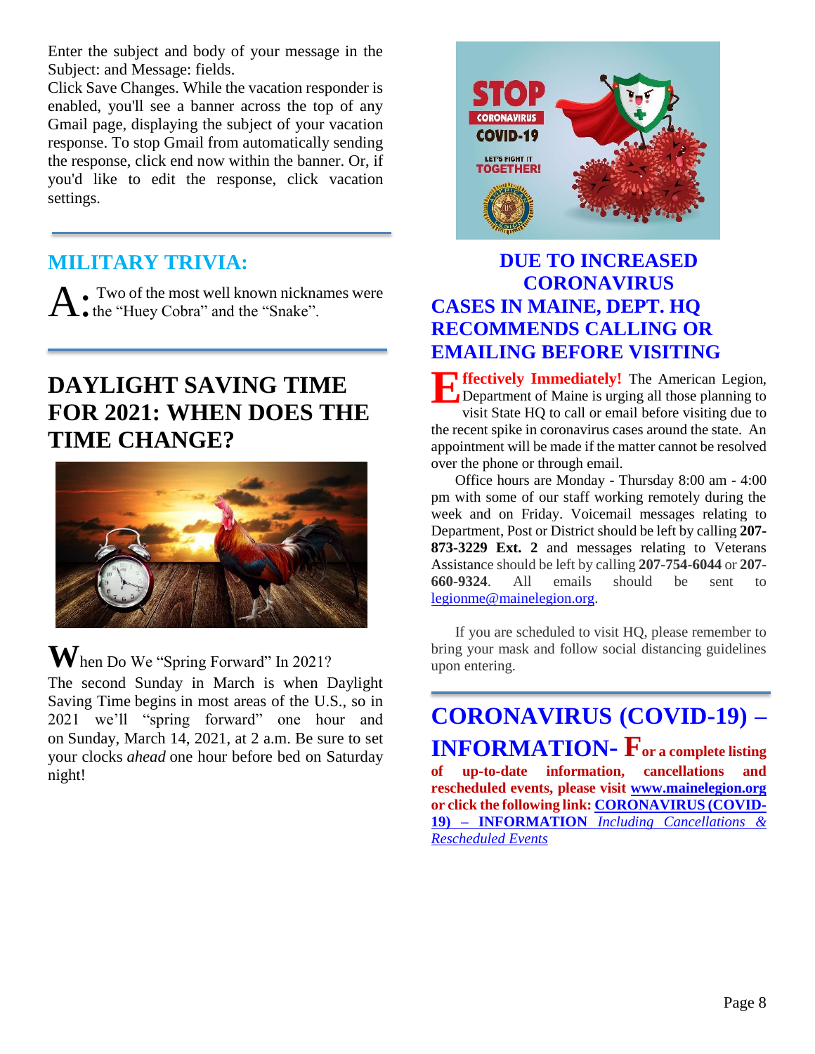Enter the subject and body of your message in the Subject: and Message: fields.

Click Save Changes. While the vacation responder is enabled, you'll see a banner across the top of any Gmail page, displaying the subject of your vacation response. To stop Gmail from automatically sending the response, click end now within the banner. Or, if you'd like to edit the response, click vacation settings.

## MILITARY TRIVIA:

A: Two of the most well known nicknames were the "Huey Cobra" and the "Snake".

## DAYLIGHT SAVING TIME FOR 2021: WHEN DOES THE TIME CHANGE?

When Do We "Spring Forward" In 2021?

The second Sunday in March is when Daylight Saving Time begins in most areas of the U.S., so in 2021 we'll "spring forward" one hour and on Sunday, March 14, 2021, at 2 a.m. Be sure to set your clocks *ahead* one hour before bed on Saturday night!

## DUE TO INCREASED CORONAVIRUS CASES IN MAINE, DEPT. HQ RECOMMENDS CALLING OR EMAILING BEFORE VISITING

**Effectively Immediately!** The American Legion, Department of Maine is urging all those planning to visit State HQ to call or email before visiting due to the recent spike in coronavirus cases around the state. An appointment will be made if the matter cannot be resolved over the phone or through email.

Office hours are Monday - Thursday 8:00 am - 4:00 pm with some of our staff working remotely during the week and on Friday. Voicemail messages relating to Department, Post or District should be left by calling **207-873-3229 Ext. 2** and messages relating to Veterans Assistance should be left by calling **207-754-6044** or **207-660-9324**. All emails should be sent to legionme@mainelegion.org.

If you are scheduled to visit HQ, please remember to bring your mask and follow social distancing guidelines upon entering.

## CORONAVIRUS (COVID-19) – INFORMATION-

**For a complete listing of up-to-date information, cancellations and rescheduled events, please visit www.mainelegion.org or click the following link: CORONAVIRUS (COVID-19) – INFORMATION** *Including Cancellations & Rescheduled Events*